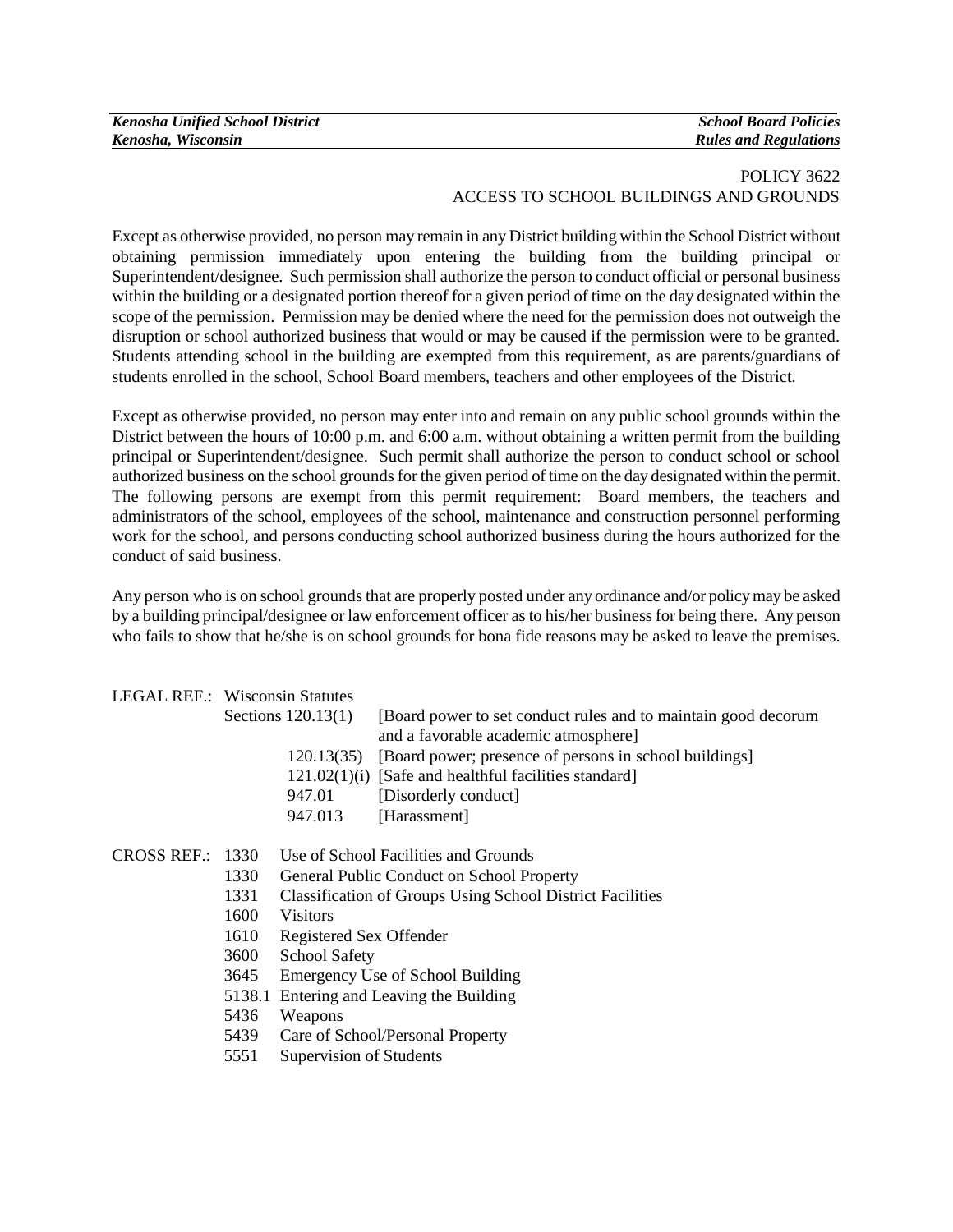POLICY 3622
ACCESS TO SCHOOL BUILDINGS AND GROUNDS

Except as otherwise provided, no person may remain in any District building within the School District without obtaining permission immediately upon entering the building from the building principal or Superintendent/designee. Such permission shall authorize the person to conduct official or personal business within the building or a designated portion thereof for a given period of time on the day designated within the scope of the permission. Permission may be denied where the need for the permission does not outweigh the disruption or school authorized business that would or may be caused if the permission were to be granted. Students attending school in the building are exempted from this requirement, as are parents/guardians of students enrolled in the school, School Board members, teachers and other employees of the District.

Except as otherwise provided, no person may enter into and remain on any public school grounds within the District between the hours of 10:00 p.m. and 6:00 a.m. without obtaining a written permit from the building principal or Superintendent/designee. Such permit shall authorize the person to conduct school or school authorized business on the school grounds for the given period of time on the day designated within the permit. The following persons are exempt from this permit requirement: Board members, the teachers and administrators of the school, employees of the school, maintenance and construction personnel performing work for the school, and persons conducting school authorized business during the hours authorized for the conduct of said business.

Any person who is on school grounds that are properly posted under any ordinance and/or policy may be asked by a building principal/designee or law enforcement officer as to his/her business for being there. Any person who fails to show that he/she is on school grounds for bona fide reasons may be asked to leave the premises.

LEGAL REF.: Wisconsin Statutes

| | |
|---|---|
| Sections 120.13(1) | [Board power to set conduct rules and to maintain good decorum and a favorable academic atmosphere] |
| 120.13(35) | [Board power; presence of persons in school buildings] |
| 121.02(1)(i) | [Safe and healthful facilities standard] |
| 947.01 | [Disorderly conduct] |
| 947.013 | [Harassment] |

CROSS REF.:

| | |
|---|---|
| 1330 | Use of School Facilities and Grounds |
| 1330 | General Public Conduct on School Property |
| 1331 | Classification of Groups Using School District Facilities |
| 1600 | Visitors |
| 1610 | Registered Sex Offender |
| 3600 | School Safety |
| 3645 | Emergency Use of School Building |
| 5138.1 | Entering and Leaving the Building |
| 5436 | Weapons |
| 5439 | Care of School/Personal Property |
| 5551 | Supervision of Students |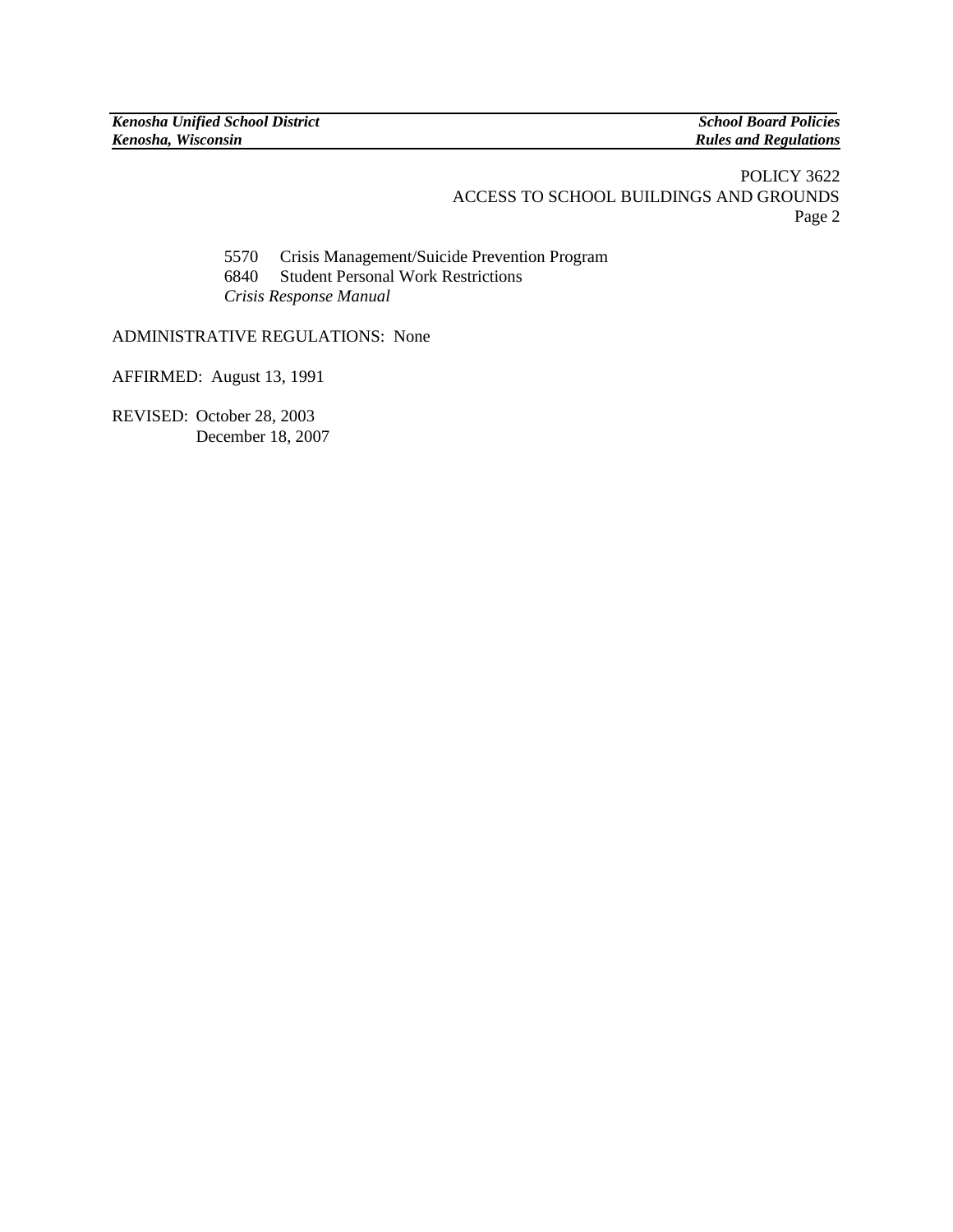5570 Crisis Management/Suicide Prevention Program
6840 Student Personal Work Restrictions
*Crisis Response Manual*

ADMINISTRATIVE REGULATIONS: None

AFFIRMED: August 13, 1991

REVISED: October 28, 2003
December 18, 2007